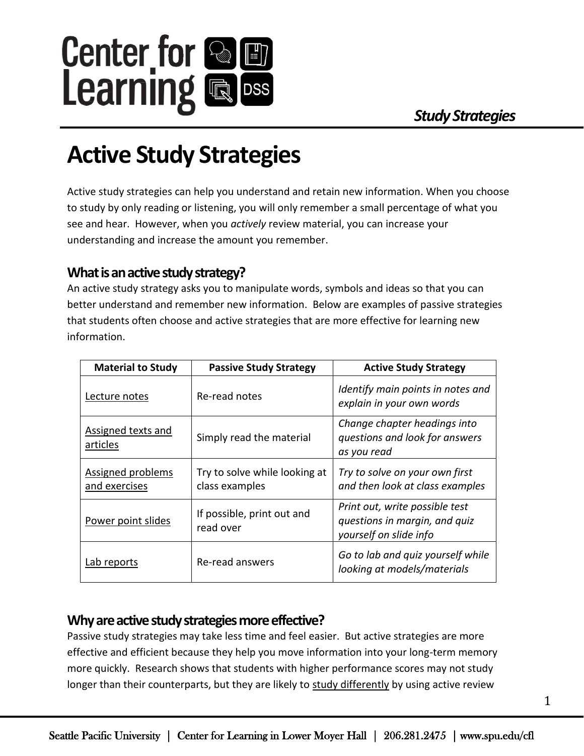# Active Study Strategies

Active study strategies can help you understand and retain new information. When you choose to study by only reading or listening, you will only remember a small percentage of what you see and hear. However, when you *actively* review material, you can increase your understanding and increase the amount you remember.

## What is an active study strategy?

An active study strategy asks you to manipulate words, symbols and ideas so that you can better understand and remember new information. Below are examples of passive strategies that students often choose and active strategies that are more effective for learning new information.

| Material to Study | Passive Study Strategy | Active Study Strategy |
|---|---|---|
| <u>Lecture notes</u> | Re-read notes | *Identify main points in notes and explain in your own words* |
| <u>Assigned texts and articles</u> | Simply read the material | *Change chapter headings into questions and look for answers as you read* |
| <u>Assigned problems and exercises</u> | Try to solve while looking at class examples | *Try to solve on your own first and then look at class examples* |
| <u>Power point slides</u> | If possible, print out and read over | *Print out, write possible test questions in margin, and quiz yourself on slide info* |
| <u>Lab reports</u> | Re-read answers | *Go to lab and quiz yourself while looking at models/materials* |

## Why are active study strategies more effective?

Passive study strategies may take less time and feel easier. But active strategies are more effective and efficient because they help you move information into your long-term memory more quickly. Research shows that students with higher performance scores may not study longer than their counterparts, but they are likely to <u>study differently</u> by using active review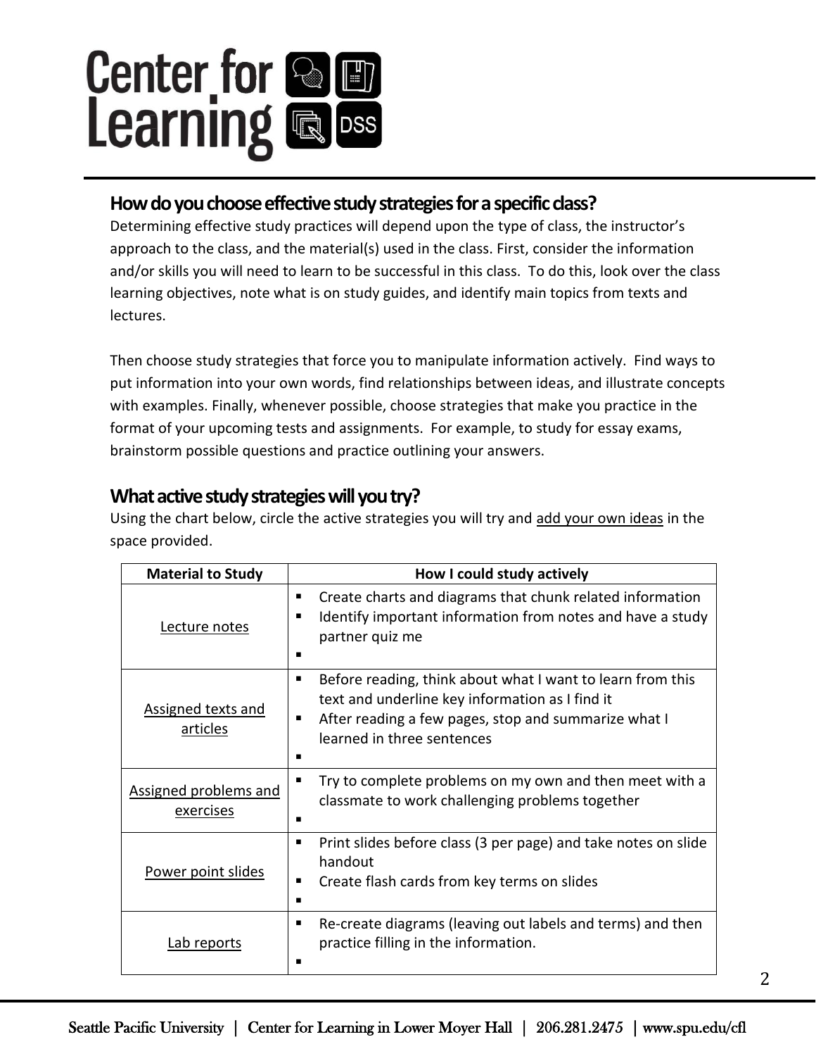# Center for Learning

## How do you choose effective study strategies for a specific class?

Determining effective study practices will depend upon the type of class, the instructor's approach to the class, and the material(s) used in the class. First, consider the information and/or skills you will need to learn to be successful in this class. To do this, look over the class learning objectives, note what is on study guides, and identify main topics from texts and lectures.

Then choose study strategies that force you to manipulate information actively. Find ways to put information into your own words, find relationships between ideas, and illustrate concepts with examples. Finally, whenever possible, choose strategies that make you practice in the format of your upcoming tests and assignments. For example, to study for essay exams, brainstorm possible questions and practice outlining your answers.

## What active study strategies will you try?

Using the chart below, circle the active strategies you will try and <u>add your own ideas</u> in the space provided.

| Material to Study | How I could study actively |
|---|---|
| <u>Lecture notes</u> | ▪ Create charts and diagrams that chunk related information<br>▪ Identify important information from notes and have a study partner quiz me<br>▪ |
| <u>Assigned texts and articles</u> | ▪ Before reading, think about what I want to learn from this text and underline key information as I find it<br>▪ After reading a few pages, stop and summarize what I learned in three sentences<br>▪ |
| <u>Assigned problems and exercises</u> | ▪ Try to complete problems on my own and then meet with a classmate to work challenging problems together<br>▪ |
| <u>Power point slides</u> | ▪ Print slides before class (3 per page) and take notes on slide handout<br>▪ Create flash cards from key terms on slides<br>▪ |
| <u>Lab reports</u> | ▪ Re-create diagrams (leaving out labels and terms) and then practice filling in the information.<br>▪ |

Seattle Pacific University | Center for Learning in Lower Moyer Hall | 206.281.2475 | www.spu.edu/cfl